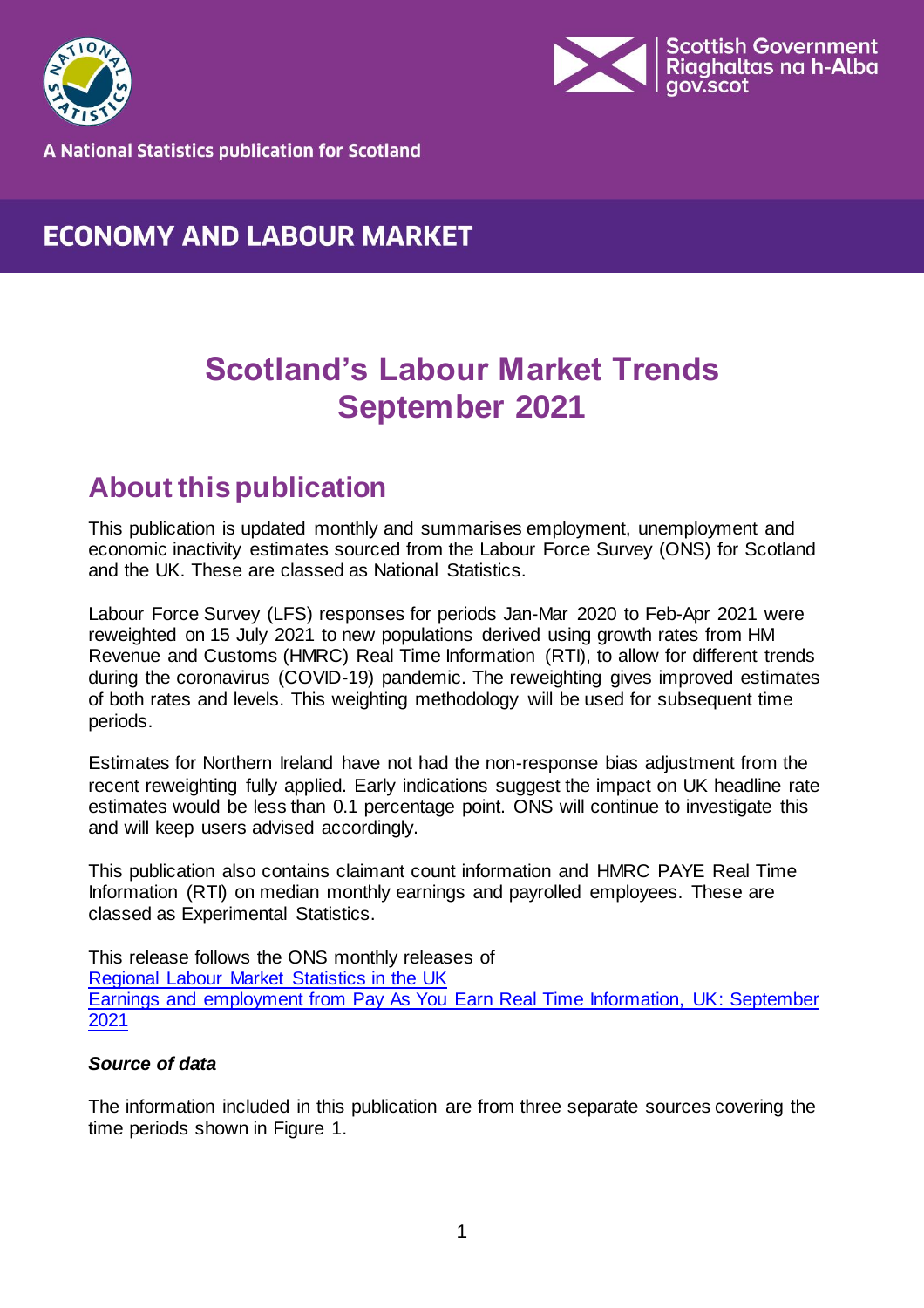A National Statistics publication for Scotland

ECONOMY AND LABOUR MARKET

# Scotland's Labour Market Trends September 2021

## About this publication

This publication is updated monthly and summarises employment, unemployment and economic inactivity estimates sourced from the Labour Force Survey (ONS) for Scotland and the UK. These are classed as National Statistics.

Labour Force Survey (LFS) responses for periods Jan-Mar 2020 to Feb-Apr 2021 were reweighted on 15 July 2021 to new populations derived using growth rates from HM Revenue and Customs (HMRC) Real Time Information (RTI), to allow for different trends during the coronavirus (COVID-19) pandemic. The reweighting gives improved estimates of both rates and levels. This weighting methodology will be used for subsequent time periods.

Estimates for Northern Ireland have not had the non-response bias adjustment from the recent reweighting fully applied. Early indications suggest the impact on UK headline rate estimates would be less than 0.1 percentage point. ONS will continue to investigate this and will keep users advised accordingly.

This publication also contains claimant count information and HMRC PAYE Real Time Information (RTI) on median monthly earnings and payrolled employees. These are classed as Experimental Statistics.

This release follows the ONS monthly releases of
[Regional Labour Market Statistics in the UK]
[Earnings and employment from Pay As You Earn Real Time Information, UK: September 2021]

### *Source of data*

The information included in this publication are from three separate sources covering the time periods shown in Figure 1.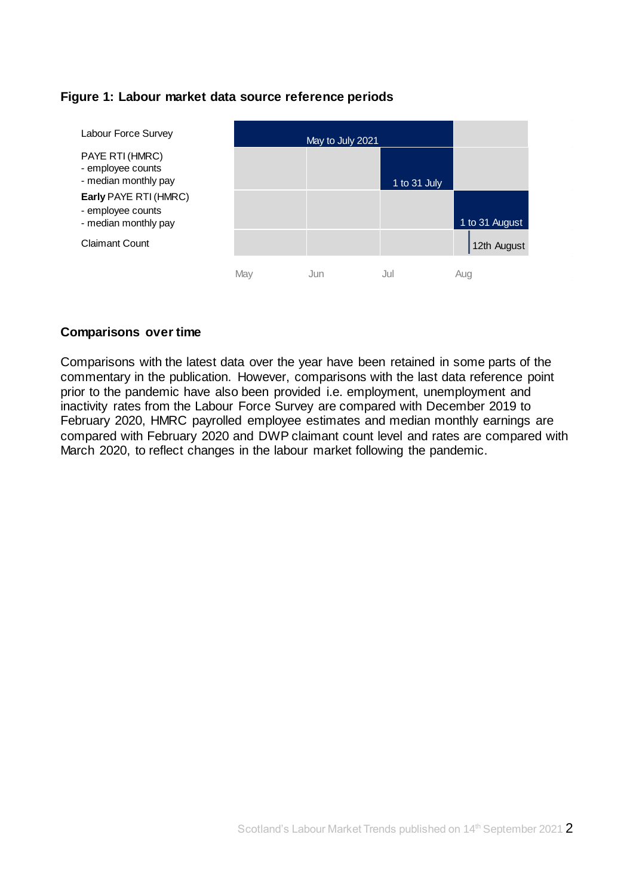**Figure 1: Labour market data source reference periods**

| | May | Jun | Jul | Aug |
|---|---|---|---|---|
| Labour Force Survey | May to July 2021 | | | |
| PAYE RTI (HMRC)<br>- employee counts<br>- median monthly pay | | | 1 to 31 July | |
| **Early** PAYE RTI (HMRC)<br>- employee counts<br>- median monthly pay | | | | 1 to 31 August |
| Claimant Count | | | | 12th August |

## Comparisons over time

Comparisons with the latest data over the year have been retained in some parts of the commentary in the publication. However, comparisons with the last data reference point prior to the pandemic have also been provided i.e. employment, unemployment and inactivity rates from the Labour Force Survey are compared with December 2019 to February 2020, HMRC payrolled employee estimates and median monthly earnings are compared with February 2020 and DWP claimant count level and rates are compared with March 2020, to reflect changes in the labour market following the pandemic.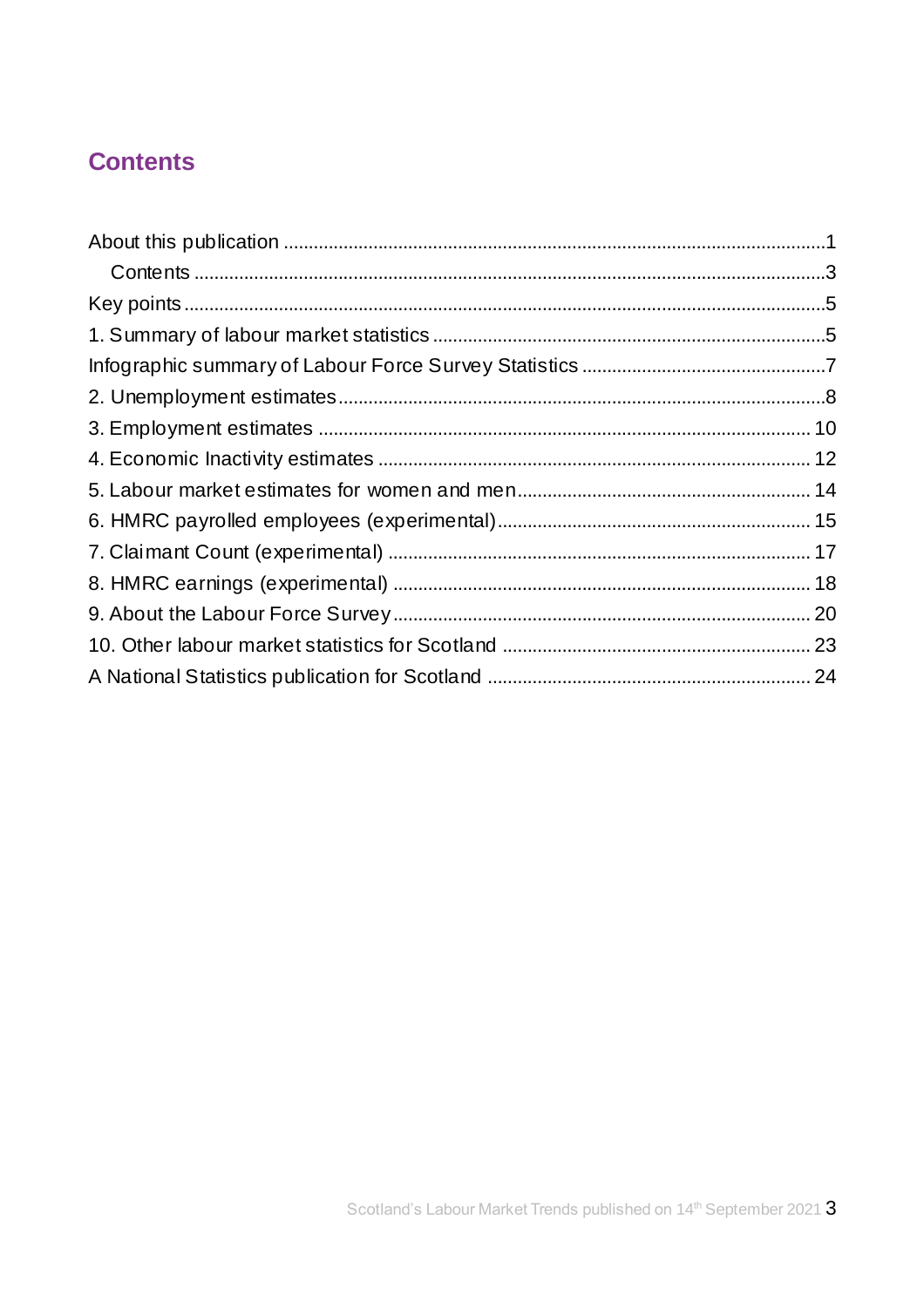# Contents

About this publication ....................................................................................................1

&nbsp;&nbsp;&nbsp;&nbsp;Contents ....................................................................................................3

Key points ....................................................................................................5

1. Summary of labour market statistics ....................................................................................................5

Infographic summary of Labour Force Survey Statistics ....................................................................................................7

2. Unemployment estimates ....................................................................................................8

3. Employment estimates .................................................................................................... 10

4. Economic Inactivity estimates .................................................................................................... 12

5. Labour market estimates for women and men .................................................................................................... 14

6. HMRC payrolled employees (experimental) .................................................................................................... 15

7. Claimant Count (experimental) .................................................................................................... 17

8. HMRC earnings (experimental) .................................................................................................... 18

9. About the Labour Force Survey .................................................................................................... 20

10. Other labour market statistics for Scotland .................................................................................................... 23

A National Statistics publication for Scotland .................................................................................................... 24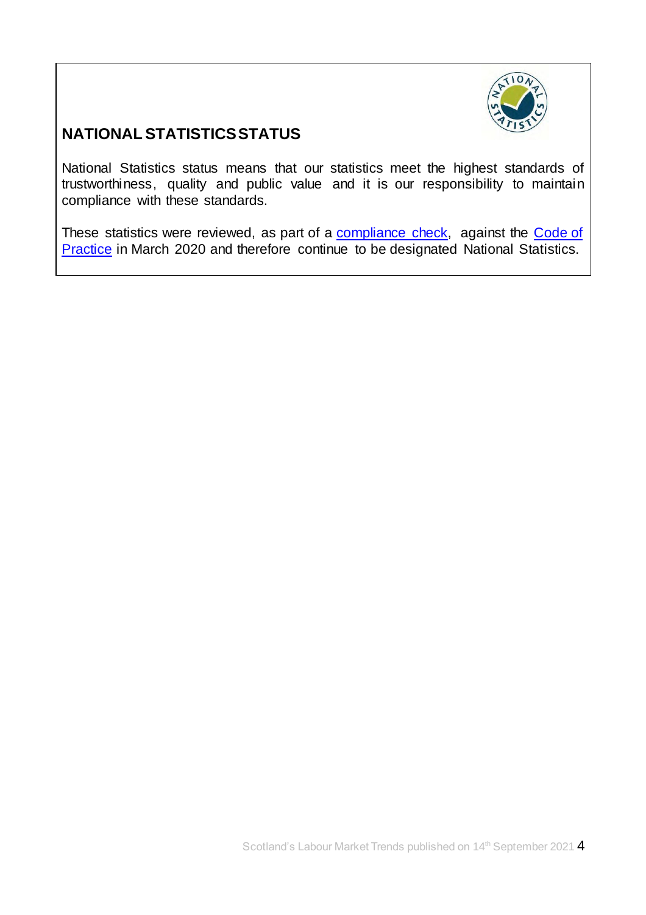## NATIONAL STATISTICS STATUS

National Statistics status means that our statistics meet the highest standards of trustworthiness, quality and public value and it is our responsibility to maintain compliance with these standards.

These statistics were reviewed, as part of a compliance check, against the Code of Practice in March 2020 and therefore continue to be designated National Statistics.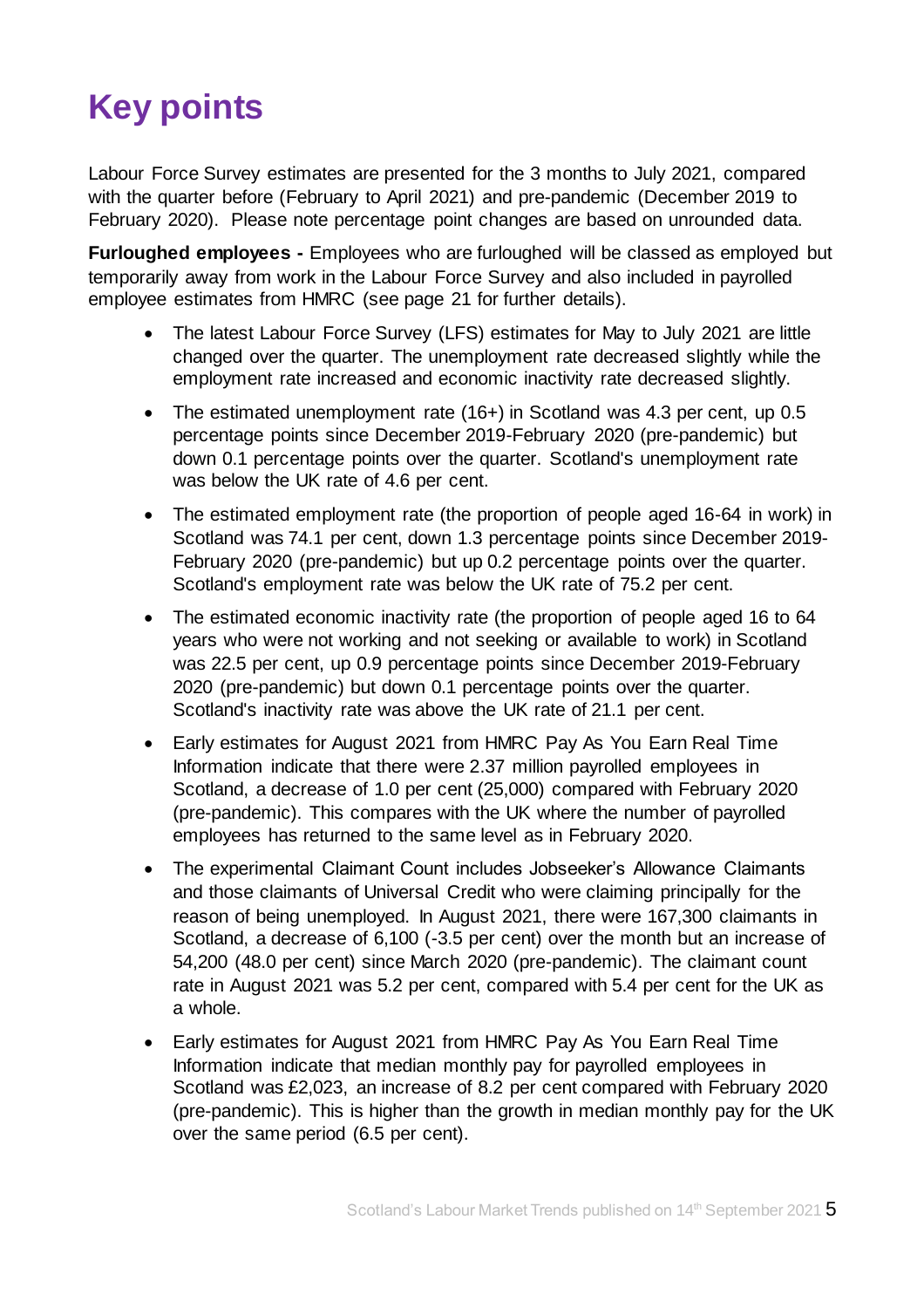# Key points

Labour Force Survey estimates are presented for the 3 months to July 2021, compared with the quarter before (February to April 2021) and pre-pandemic (December 2019 to February 2020). Please note percentage point changes are based on unrounded data.

**Furloughed employees -** Employees who are furloughed will be classed as employed but temporarily away from work in the Labour Force Survey and also included in payrolled employee estimates from HMRC (see page 21 for further details).

- The latest Labour Force Survey (LFS) estimates for May to July 2021 are little changed over the quarter. The unemployment rate decreased slightly while the employment rate increased and economic inactivity rate decreased slightly.
- The estimated unemployment rate (16+) in Scotland was 4.3 per cent, up 0.5 percentage points since December 2019-February 2020 (pre-pandemic) but down 0.1 percentage points over the quarter. Scotland's unemployment rate was below the UK rate of 4.6 per cent.
- The estimated employment rate (the proportion of people aged 16-64 in work) in Scotland was 74.1 per cent, down 1.3 percentage points since December 2019-February 2020 (pre-pandemic) but up 0.2 percentage points over the quarter. Scotland's employment rate was below the UK rate of 75.2 per cent.
- The estimated economic inactivity rate (the proportion of people aged 16 to 64 years who were not working and not seeking or available to work) in Scotland was 22.5 per cent, up 0.9 percentage points since December 2019-February 2020 (pre-pandemic) but down 0.1 percentage points over the quarter. Scotland's inactivity rate was above the UK rate of 21.1 per cent.
- Early estimates for August 2021 from HMRC Pay As You Earn Real Time Information indicate that there were 2.37 million payrolled employees in Scotland, a decrease of 1.0 per cent (25,000) compared with February 2020 (pre-pandemic). This compares with the UK where the number of payrolled employees has returned to the same level as in February 2020.
- The experimental Claimant Count includes Jobseeker's Allowance Claimants and those claimants of Universal Credit who were claiming principally for the reason of being unemployed. In August 2021, there were 167,300 claimants in Scotland, a decrease of 6,100 (-3.5 per cent) over the month but an increase of 54,200 (48.0 per cent) since March 2020 (pre-pandemic). The claimant count rate in August 2021 was 5.2 per cent, compared with 5.4 per cent for the UK as a whole.
- Early estimates for August 2021 from HMRC Pay As You Earn Real Time Information indicate that median monthly pay for payrolled employees in Scotland was £2,023, an increase of 8.2 per cent compared with February 2020 (pre-pandemic). This is higher than the growth in median monthly pay for the UK over the same period (6.5 per cent).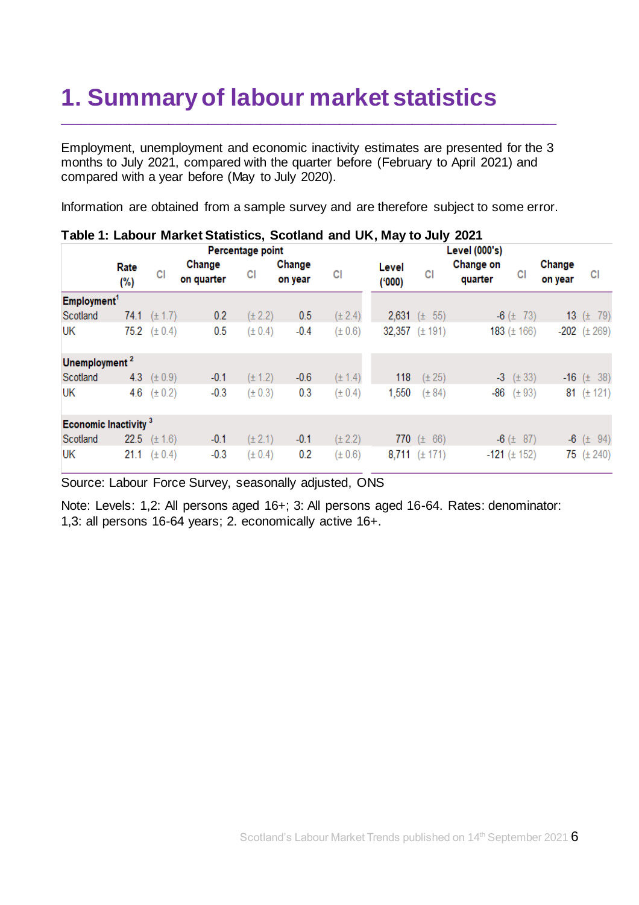# 1. Summary of labour market statistics

Employment, unemployment and economic inactivity estimates are presented for the 3 months to July 2021, compared with the quarter before (February to April 2021) and compared with a year before (May to July 2020).

Information are obtained from a sample survey and are therefore subject to some error.

**Table 1: Labour Market Statistics, Scotland and UK, May to July 2021**

| | Percentage point | | | | | | Level (000's) | | | | | |
|---|---|---|---|---|---|---|---|---|---|---|---|---|
| | Rate (%) | CI | Change on quarter | CI | Change on year | CI | Level ('000) | CI | Change on quarter | CI | Change on year | CI |
| **Employment**[1] | | | | | | | | | | | | |
| Scotland | 74.1 | (± 1.7) | 0.2 | (± 2.2) | 0.5 | (± 2.4) | 2,631 | (± 55) | -6 | (± 73) | 13 | (± 79) |
| UK | 75.2 | (± 0.4) | 0.5 | (± 0.4) | -0.4 | (± 0.6) | 32,357 | (± 191) | 183 | (± 166) | -202 | (± 269) |
| **Unemployment**[2] | | | | | | | | | | | | |
| Scotland | 4.3 | (± 0.9) | -0.1 | (± 1.2) | -0.6 | (± 1.4) | 118 | (± 25) | -3 | (± 33) | -16 | (± 38) |
| UK | 4.6 | (± 0.2) | -0.3 | (± 0.3) | 0.3 | (± 0.4) | 1,550 | (± 84) | -86 | (± 93) | 81 | (± 121) |
| **Economic Inactivity**[3] | | | | | | | | | | | | |
| Scotland | 22.5 | (± 1.6) | -0.1 | (± 2.1) | -0.1 | (± 2.2) | 770 | (± 66) | -6 | (± 87) | -6 | (± 94) |
| UK | 21.1 | (± 0.4) | -0.3 | (± 0.4) | 0.2 | (± 0.6) | 8,711 | (± 171) | -121 | (± 152) | 75 | (± 240) |

Source: Labour Force Survey, seasonally adjusted, ONS

Note: Levels: 1,2: All persons aged 16+; 3: All persons aged 16-64. Rates: denominator: 1,3: all persons 16-64 years; 2. economically active 16+.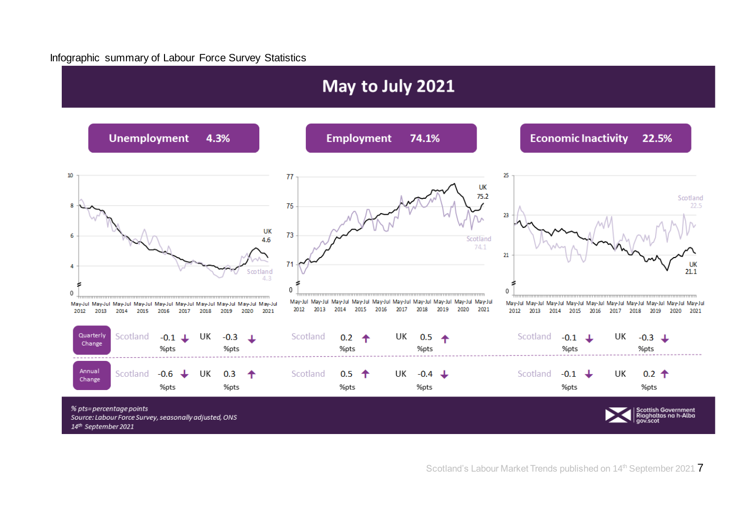Infographic summary of Labour Force Survey Statistics

# May to July 2021

| | Unemployment 4.3% | | Employment 74.1% | | Economic Inactivity 22.5% | |
|---|---|---|---|---|---|---|
| | Scotland | UK | Scotland | UK | Scotland | UK |
| Quarterly Change | -0.1 ↓ %pts | -0.3 ↓ %pts | 0.2 ↑ %pts | 0.5 ↑ %pts | -0.1 ↓ %pts | -0.3 ↓ %pts |
| Annual Change | -0.6 ↓ %pts | 0.3 ↑ %pts | 0.5 ↑ %pts | -0.4 ↓ %pts | -0.1 ↓ %pts | 0.2 ↑ %pts |

Charts (May-Jul 2012 to May-Jul 2021): Unemployment – UK 4.6, Scotland 4.3; Employment – UK 75.2, Scotland 74.1; Economic Inactivity – Scotland 22.5, UK 21.1.

*% pts = percentage points*
*Source: Labour Force Survey, seasonally adjusted, ONS*
*14th September 2021*

Scottish Government
Riaghaltas na h-Alba
gov.scot

Scotland's Labour Market Trends published on 14th September 2021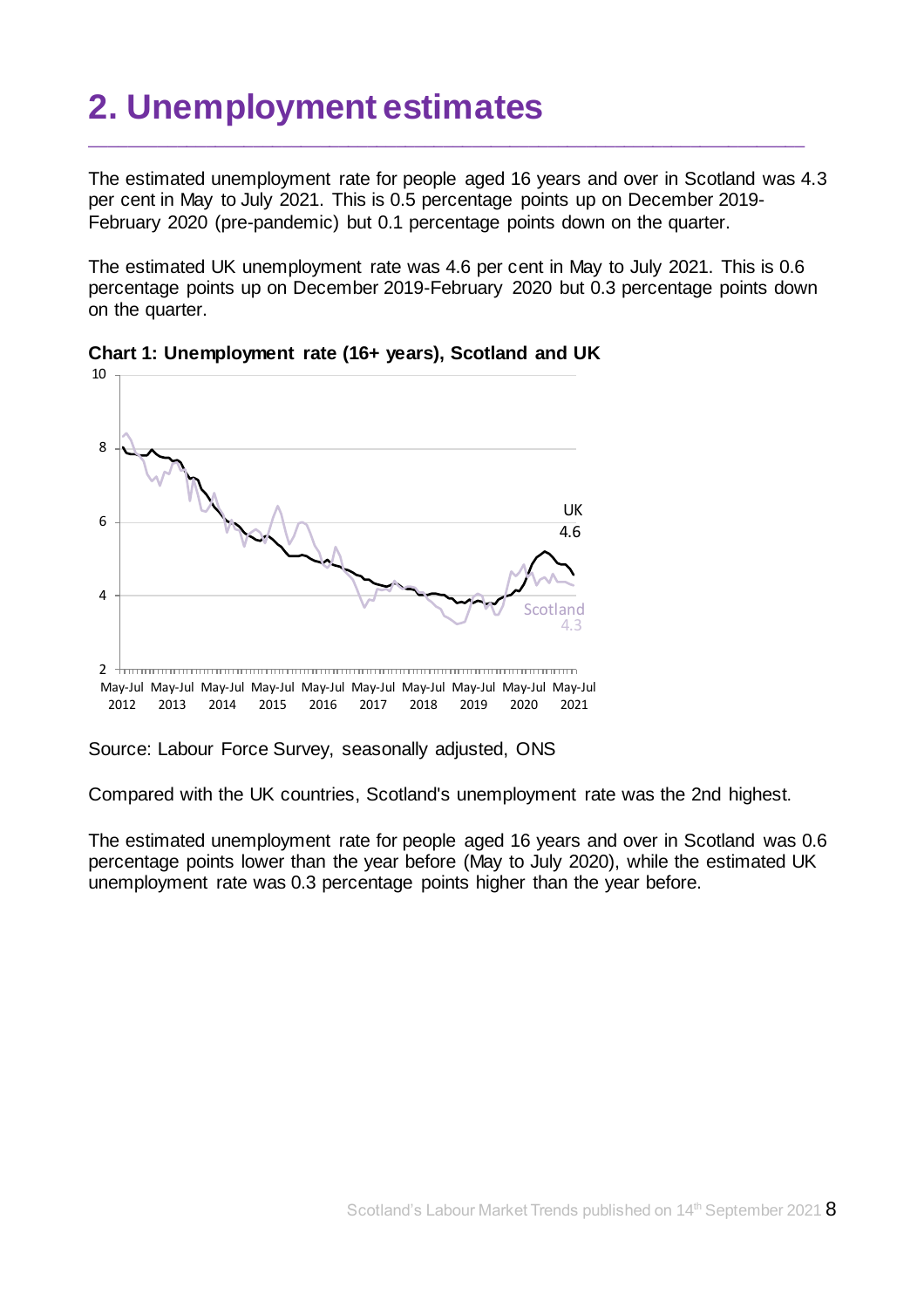# 2. Unemployment estimates

The estimated unemployment rate for people aged 16 years and over in Scotland was 4.3 per cent in May to July 2021. This is 0.5 percentage points up on December 2019-February 2020 (pre-pandemic) but 0.1 percentage points down on the quarter.

The estimated UK unemployment rate was 4.6 per cent in May to July 2021. This is 0.6 percentage points up on December 2019-February 2020 but 0.3 percentage points down on the quarter.

**Chart 1: Unemployment rate (16+ years), Scotland and UK**

Source: Labour Force Survey, seasonally adjusted, ONS

Compared with the UK countries, Scotland's unemployment rate was the 2nd highest.

The estimated unemployment rate for people aged 16 years and over in Scotland was 0.6 percentage points lower than the year before (May to July 2020), while the estimated UK unemployment rate was 0.3 percentage points higher than the year before.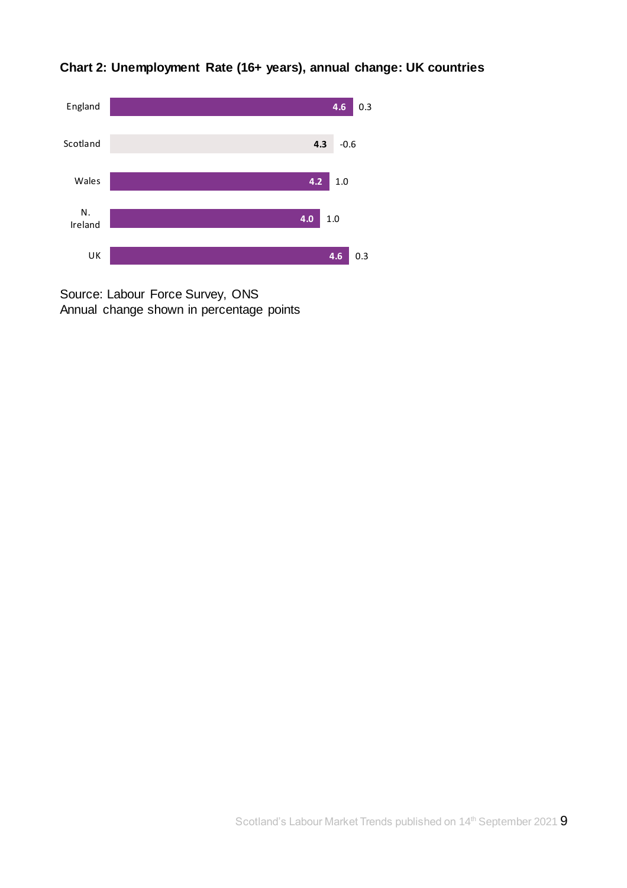**Chart 2: Unemployment Rate (16+ years), annual change: UK countries**

| Country | Unemployment Rate (%) | Annual change |
| --- | --- | --- |
| England | 4.6 | 0.3 |
| Scotland | 4.3 | -0.6 |
| Wales | 4.2 | 1.0 |
| N. Ireland | 4.0 | 1.0 |
| UK | 4.6 | 0.3 |

Source: Labour Force Survey, ONS
Annual change shown in percentage points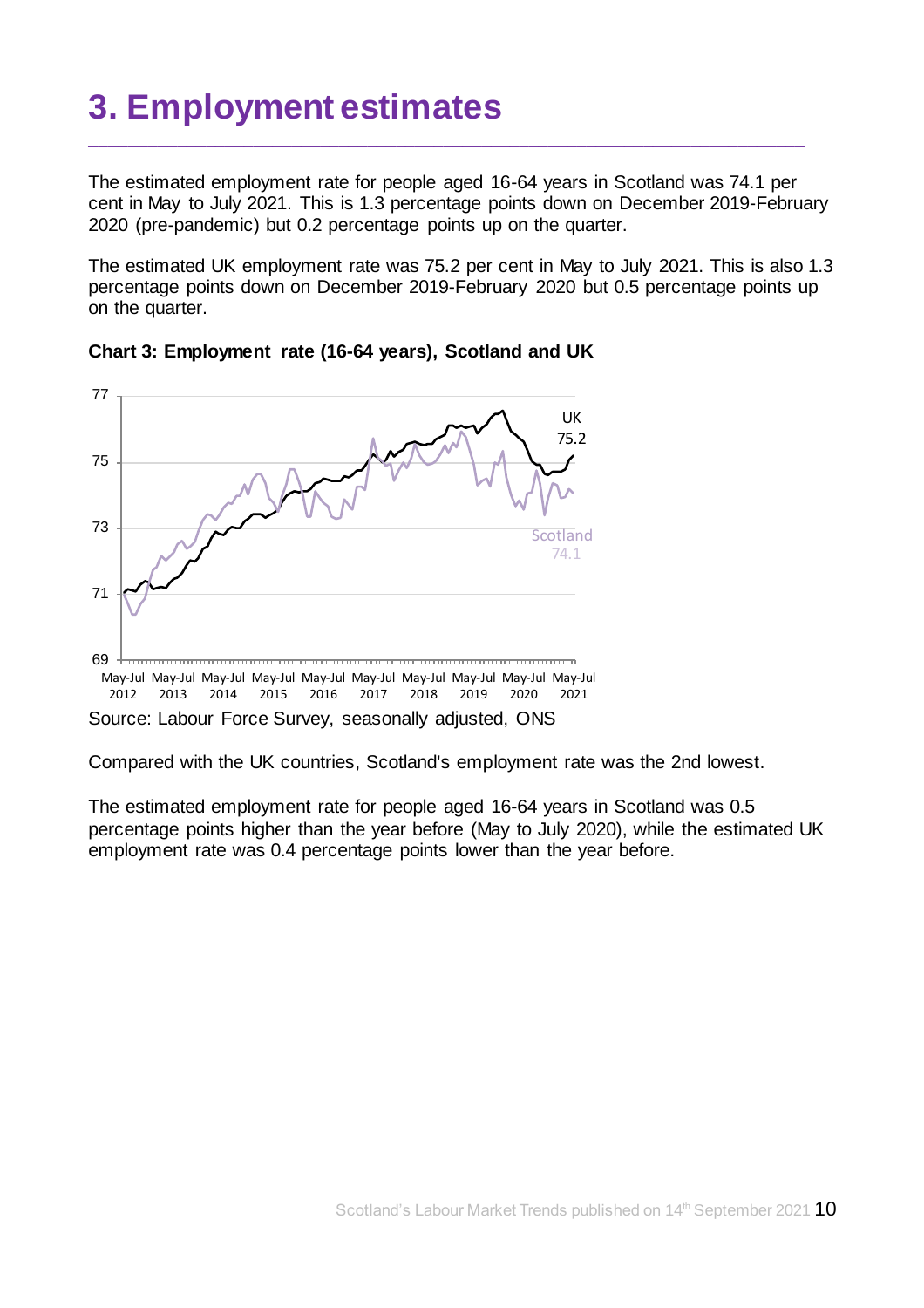# 3. Employment estimates

The estimated employment rate for people aged 16-64 years in Scotland was 74.1 per cent in May to July 2021. This is 1.3 percentage points down on December 2019-February 2020 (pre-pandemic) but 0.2 percentage points up on the quarter.

The estimated UK employment rate was 75.2 per cent in May to July 2021. This is also 1.3 percentage points down on December 2019-February 2020 but 0.5 percentage points up on the quarter.

**Chart 3: Employment rate (16-64 years), Scotland and UK**

Source: Labour Force Survey, seasonally adjusted, ONS

Compared with the UK countries, Scotland's employment rate was the 2nd lowest.

The estimated employment rate for people aged 16-64 years in Scotland was 0.5 percentage points higher than the year before (May to July 2020), while the estimated UK employment rate was 0.4 percentage points lower than the year before.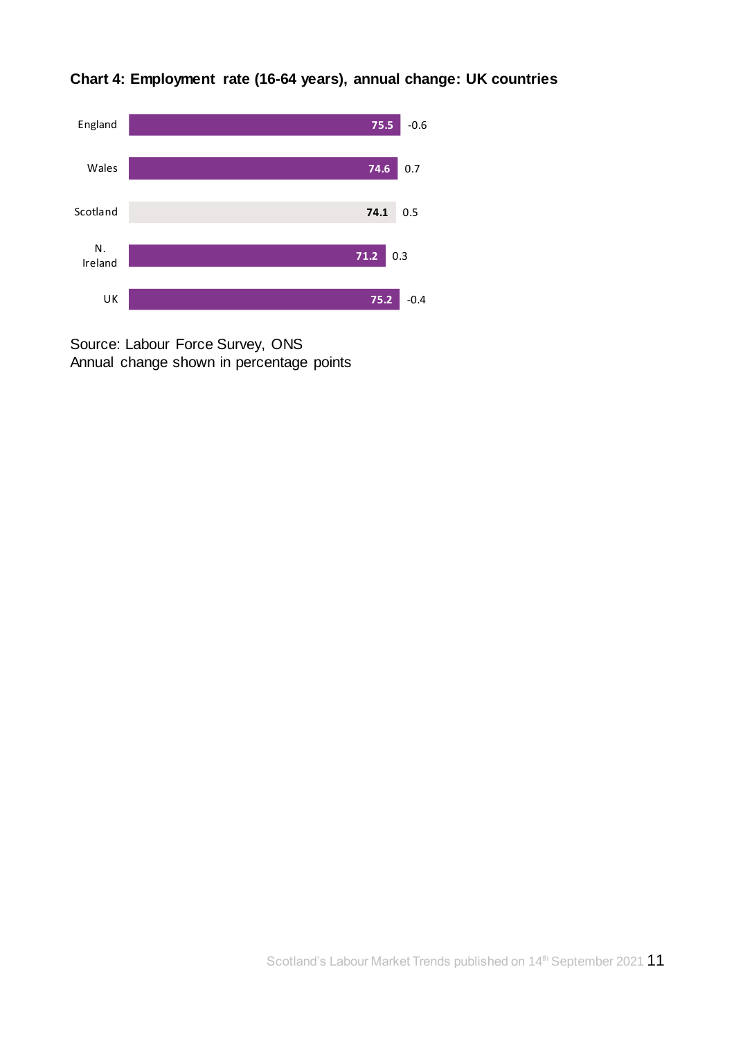**Chart 4: Employment rate (16-64 years), annual change: UK countries**

| Country | Employment rate (%) | Annual change |
|---|---|---|
| England | 75.5 | -0.6 |
| Wales | 74.6 | 0.7 |
| Scotland | 74.1 | 0.5 |
| N. Ireland | 71.2 | 0.3 |
| UK | 75.2 | -0.4 |

Source: Labour Force Survey, ONS
Annual change shown in percentage points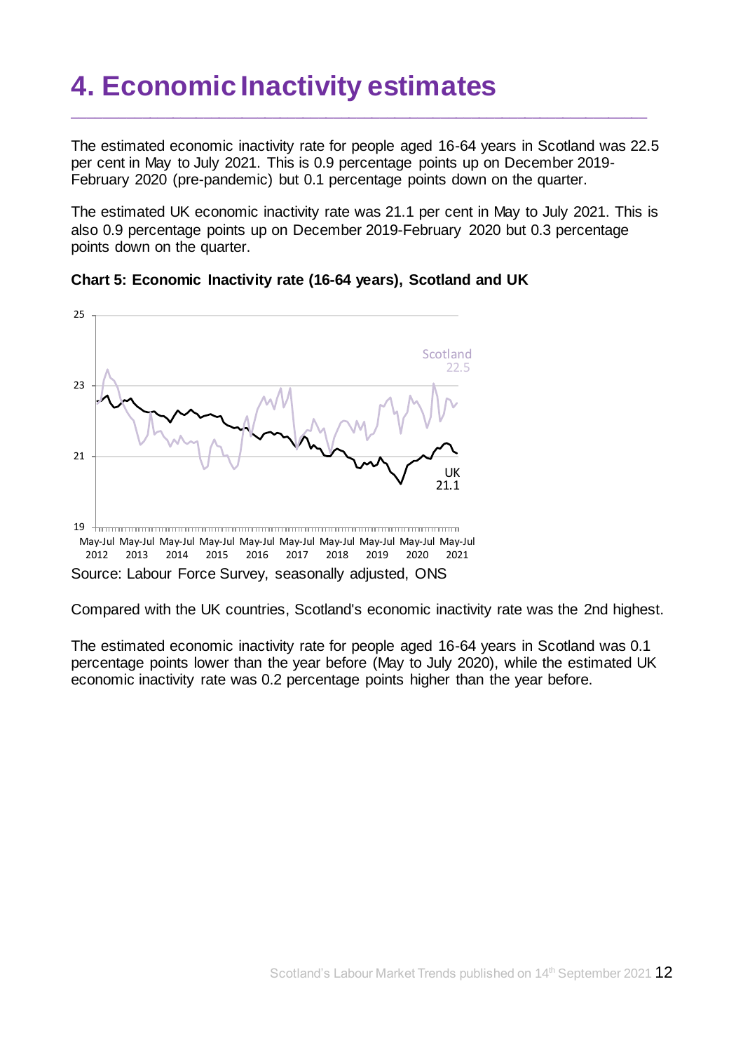# 4. Economic Inactivity estimates

The estimated economic inactivity rate for people aged 16-64 years in Scotland was 22.5 per cent in May to July 2021. This is 0.9 percentage points up on December 2019-February 2020 (pre-pandemic) but 0.1 percentage points down on the quarter.

The estimated UK economic inactivity rate was 21.1 per cent in May to July 2021. This is also 0.9 percentage points up on December 2019-February 2020 but 0.3 percentage points down on the quarter.

**Chart 5: Economic Inactivity rate (16-64 years), Scotland and UK**

Source: Labour Force Survey, seasonally adjusted, ONS

Compared with the UK countries, Scotland's economic inactivity rate was the 2nd highest.

The estimated economic inactivity rate for people aged 16-64 years in Scotland was 0.1 percentage points lower than the year before (May to July 2020), while the estimated UK economic inactivity rate was 0.2 percentage points higher than the year before.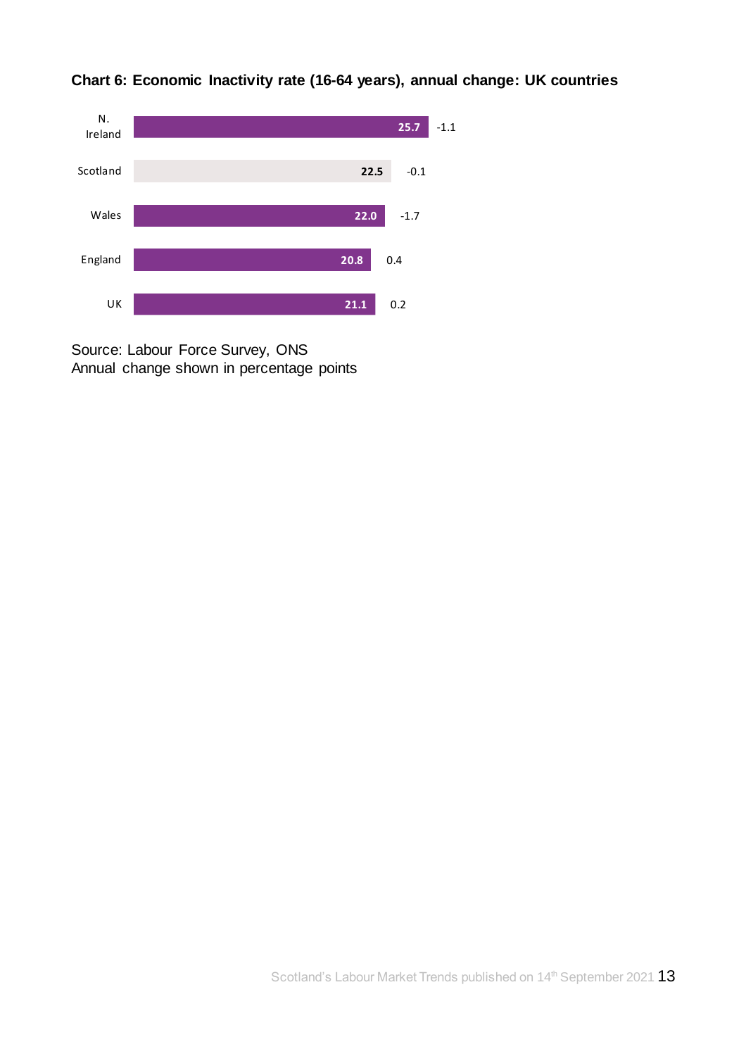**Chart 6: Economic Inactivity rate (16-64 years), annual change: UK countries**

| | Rate (%) | Annual change |
|---|---|---|
| N. Ireland | 25.7 | -1.1 |
| Scotland | 22.5 | -0.1 |
| Wales | 22.0 | -1.7 |
| England | 20.8 | 0.4 |
| UK | 21.1 | 0.2 |

Source: Labour Force Survey, ONS
Annual change shown in percentage points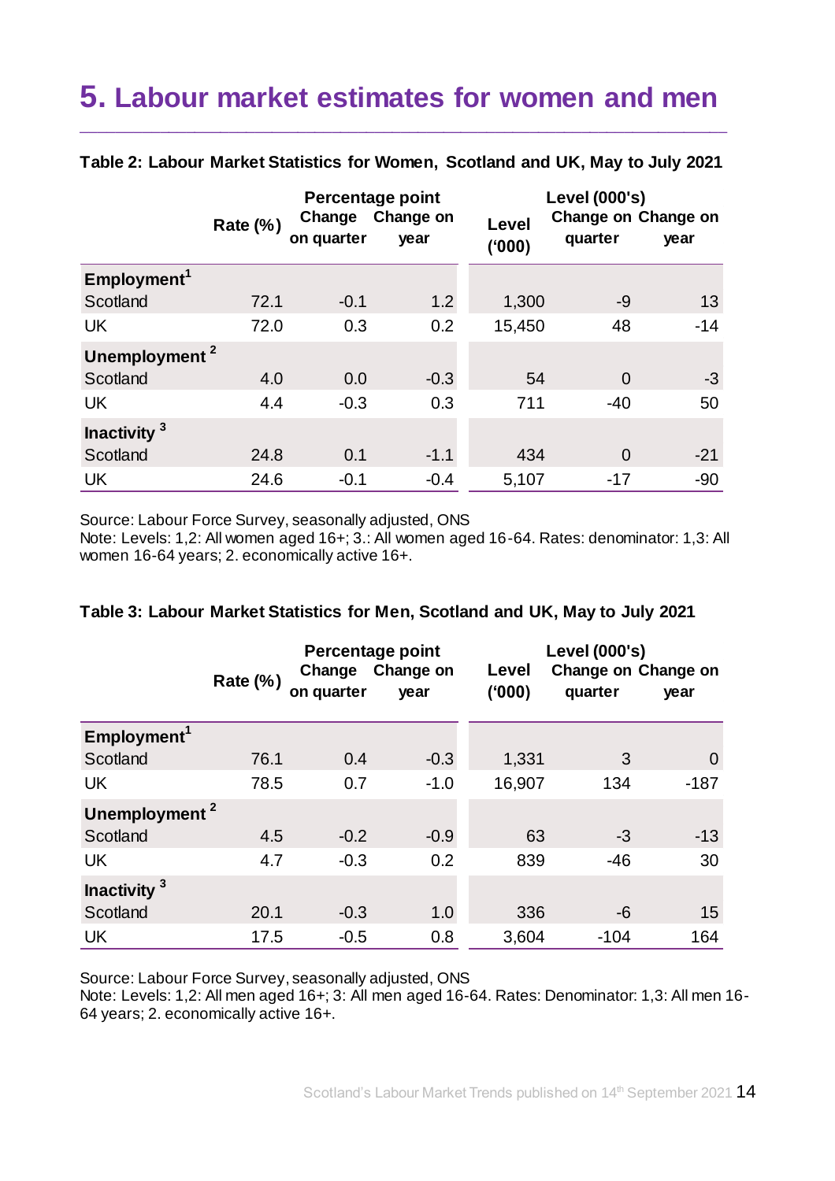# 5. Labour market estimates for women and men

**Table 2: Labour Market Statistics for Women, Scotland and UK, May to July 2021**

| | Rate (%) | Percentage point Change on quarter | Percentage point Change on year | Level ('000) | Level (000's) Change on quarter | Level (000's) Change on year |
|---|---|---|---|---|---|---|
| **Employment[1]** | | | | | | |
| Scotland | 72.1 | -0.1 | 1.2 | 1,300 | -9 | 13 |
| UK | 72.0 | 0.3 | 0.2 | 15,450 | 48 | -14 |
| **Unemployment [2]** | | | | | | |
| Scotland | 4.0 | 0.0 | -0.3 | 54 | 0 | -3 |
| UK | 4.4 | -0.3 | 0.3 | 711 | -40 | 50 |
| **Inactivity [3]** | | | | | | |
| Scotland | 24.8 | 0.1 | -1.1 | 434 | 0 | -21 |
| UK | 24.6 | -0.1 | -0.4 | 5,107 | -17 | -90 |

Source: Labour Force Survey, seasonally adjusted, ONS
Note: Levels: 1,2: All women aged 16+; 3.: All women aged 16-64. Rates: denominator: 1,3: All women 16-64 years; 2. economically active 16+.

**Table 3: Labour Market Statistics for Men, Scotland and UK, May to July 2021**

| | Rate (%) | Percentage point Change on quarter | Percentage point Change on year | Level ('000) | Level (000's) Change on quarter | Level (000's) Change on year |
|---|---|---|---|---|---|---|
| **Employment[1]** | | | | | | |
| Scotland | 76.1 | 0.4 | -0.3 | 1,331 | 3 | 0 |
| UK | 78.5 | 0.7 | -1.0 | 16,907 | 134 | -187 |
| **Unemployment [2]** | | | | | | |
| Scotland | 4.5 | -0.2 | -0.9 | 63 | -3 | -13 |
| UK | 4.7 | -0.3 | 0.2 | 839 | -46 | 30 |
| **Inactivity [3]** | | | | | | |
| Scotland | 20.1 | -0.3 | 1.0 | 336 | -6 | 15 |
| UK | 17.5 | -0.5 | 0.8 | 3,604 | -104 | 164 |

Source: Labour Force Survey, seasonally adjusted, ONS
Note: Levels: 1,2: All men aged 16+; 3: All men aged 16-64. Rates: Denominator: 1,3: All men 16-64 years; 2. economically active 16+.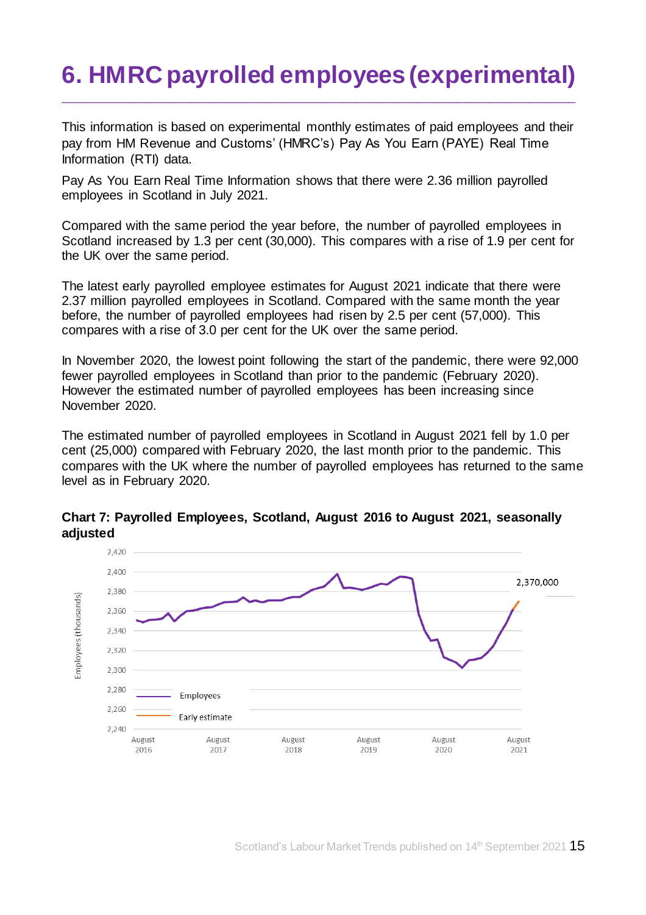# 6. HMRC payrolled employees (experimental)

This information is based on experimental monthly estimates of paid employees and their pay from HM Revenue and Customs' (HMRC's) Pay As You Earn (PAYE) Real Time Information (RTI) data.

Pay As You Earn Real Time Information shows that there were 2.36 million payrolled employees in Scotland in July 2021.

Compared with the same period the year before, the number of payrolled employees in Scotland increased by 1.3 per cent (30,000). This compares with a rise of 1.9 per cent for the UK over the same period.

The latest early payrolled employee estimates for August 2021 indicate that there were 2.37 million payrolled employees in Scotland. Compared with the same month the year before, the number of payrolled employees had risen by 2.5 per cent (57,000). This compares with a rise of 3.0 per cent for the UK over the same period.

In November 2020, the lowest point following the start of the pandemic, there were 92,000 fewer payrolled employees in Scotland than prior to the pandemic (February 2020). However the estimated number of payrolled employees has been increasing since November 2020.

The estimated number of payrolled employees in Scotland in August 2021 fell by 1.0 per cent (25,000) compared with February 2020, the last month prior to the pandemic. This compares with the UK where the number of payrolled employees has returned to the same level as in February 2020.

**Chart 7: Payrolled Employees, Scotland, August 2016 to August 2021, seasonally adjusted**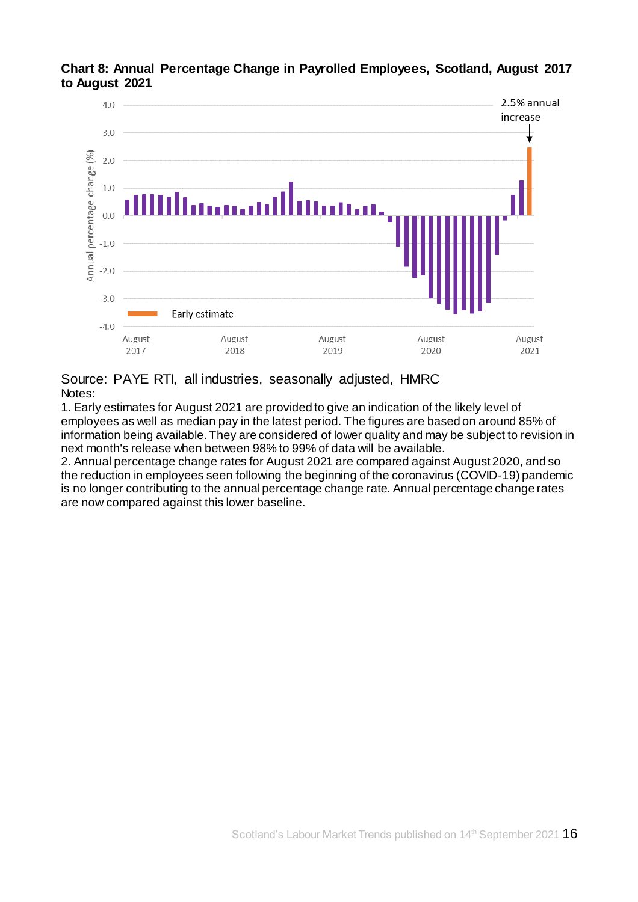**Chart 8: Annual Percentage Change in Payrolled Employees, Scotland, August 2017 to August 2021**

Source: PAYE RTI, all industries, seasonally adjusted, HMRC

Notes:

1. Early estimates for August 2021 are provided to give an indication of the likely level of employees as well as median pay in the latest period. The figures are based on around 85% of information being available. They are considered of lower quality and may be subject to revision in next month's release when between 98% to 99% of data will be available.
2. Annual percentage change rates for August 2021 are compared against August 2020, and so the reduction in employees seen following the beginning of the coronavirus (COVID-19) pandemic is no longer contributing to the annual percentage change rate. Annual percentage change rates are now compared against this lower baseline.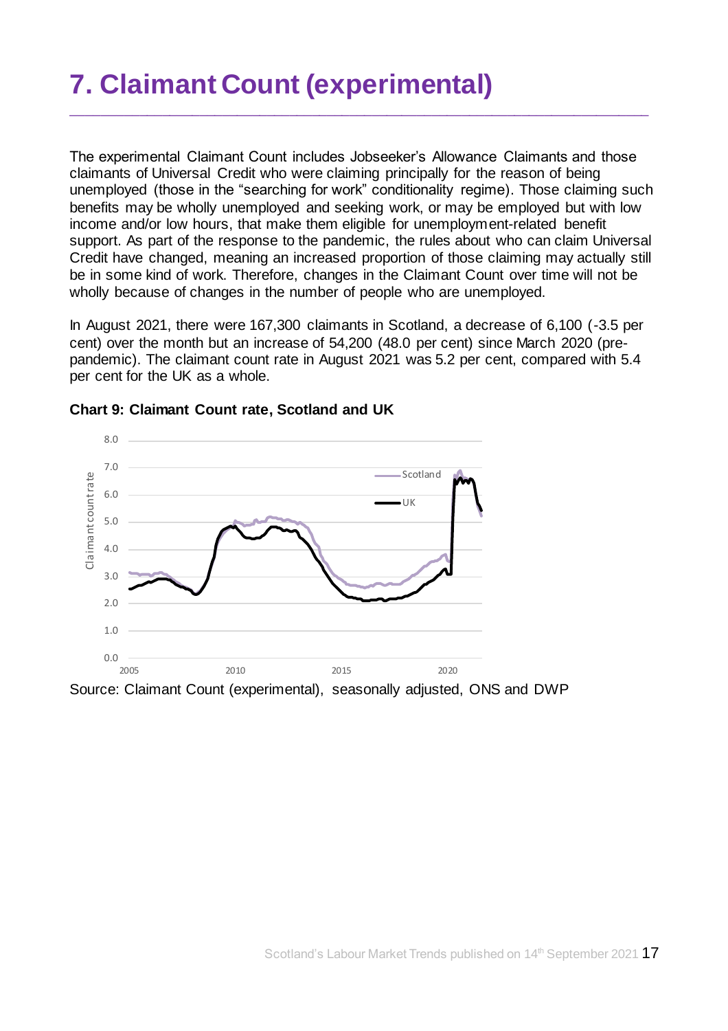# 7. Claimant Count (experimental)

The experimental Claimant Count includes Jobseeker's Allowance Claimants and those claimants of Universal Credit who were claiming principally for the reason of being unemployed (those in the "searching for work" conditionality regime). Those claiming such benefits may be wholly unemployed and seeking work, or may be employed but with low income and/or low hours, that make them eligible for unemployment-related benefit support. As part of the response to the pandemic, the rules about who can claim Universal Credit have changed, meaning an increased proportion of those claiming may actually still be in some kind of work. Therefore, changes in the Claimant Count over time will not be wholly because of changes in the number of people who are unemployed.

In August 2021, there were 167,300 claimants in Scotland, a decrease of 6,100 (-3.5 per cent) over the month but an increase of 54,200 (48.0 per cent) since March 2020 (pre-pandemic). The claimant count rate in August 2021 was 5.2 per cent, compared with 5.4 per cent for the UK as a whole.

**Chart 9: Claimant Count rate, Scotland and UK**

Source: Claimant Count (experimental), seasonally adjusted, ONS and DWP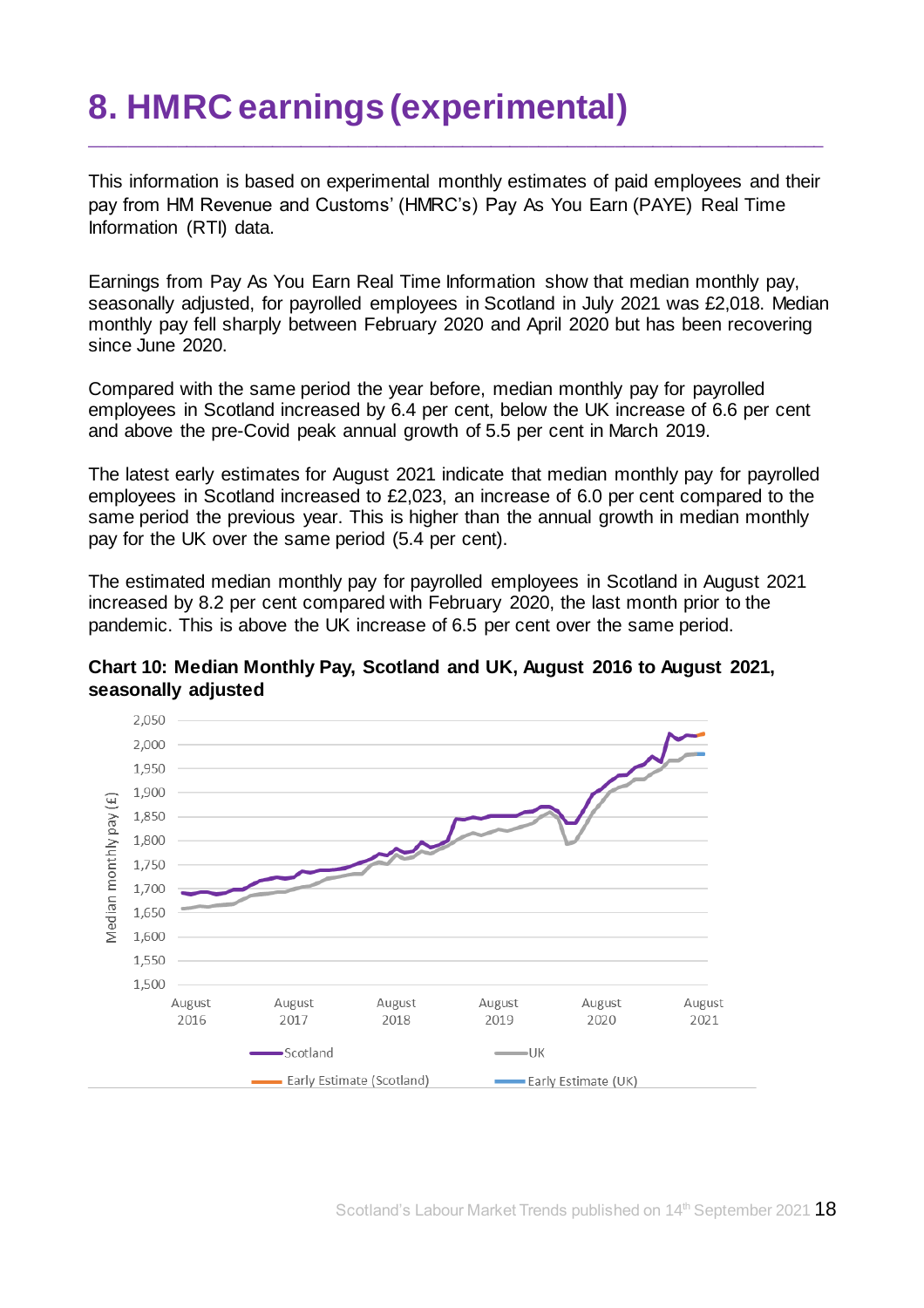# 8. HMRC earnings (experimental)

This information is based on experimental monthly estimates of paid employees and their pay from HM Revenue and Customs' (HMRC's) Pay As You Earn (PAYE) Real Time Information (RTI) data.

Earnings from Pay As You Earn Real Time Information show that median monthly pay, seasonally adjusted, for payrolled employees in Scotland in July 2021 was £2,018. Median monthly pay fell sharply between February 2020 and April 2020 but has been recovering since June 2020.

Compared with the same period the year before, median monthly pay for payrolled employees in Scotland increased by 6.4 per cent, below the UK increase of 6.6 per cent and above the pre-Covid peak annual growth of 5.5 per cent in March 2019.

The latest early estimates for August 2021 indicate that median monthly pay for payrolled employees in Scotland increased to £2,023, an increase of 6.0 per cent compared to the same period the previous year. This is higher than the annual growth in median monthly pay for the UK over the same period (5.4 per cent).

The estimated median monthly pay for payrolled employees in Scotland in August 2021 increased by 8.2 per cent compared with February 2020, the last month prior to the pandemic. This is above the UK increase of 6.5 per cent over the same period.

**Chart 10: Median Monthly Pay, Scotland and UK, August 2016 to August 2021, seasonally adjusted**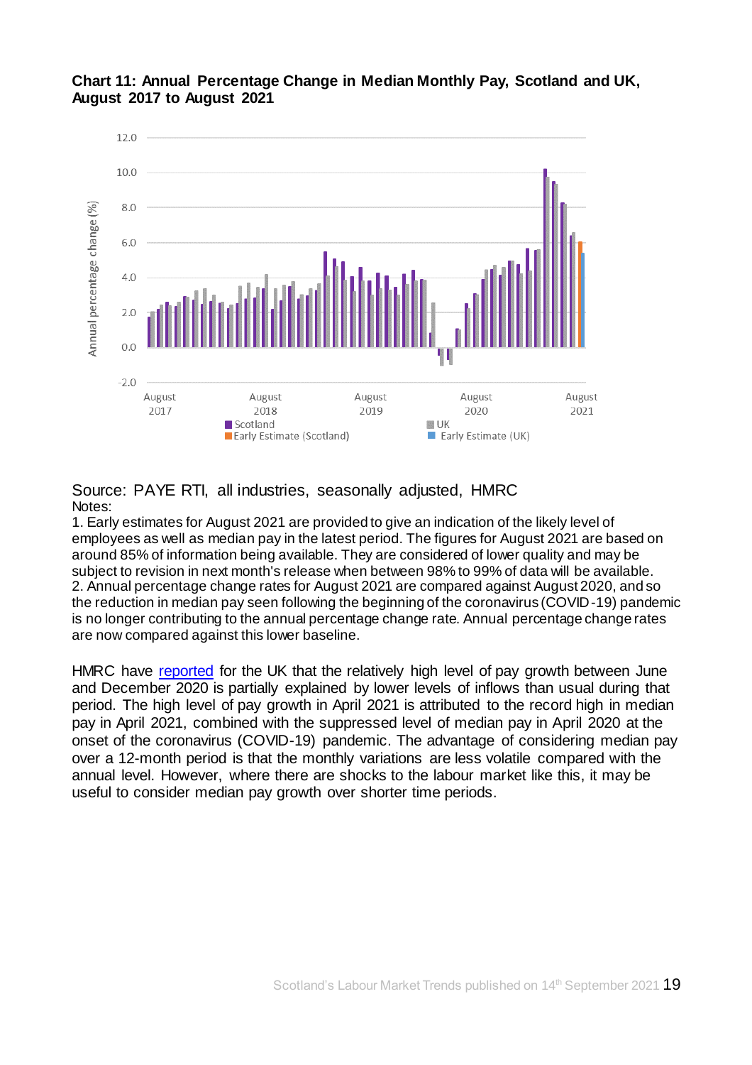**Chart 11: Annual Percentage Change in Median Monthly Pay, Scotland and UK, August 2017 to August 2021**

Source: PAYE RTI, all industries, seasonally adjusted, HMRC

Notes:

1. Early estimates for August 2021 are provided to give an indication of the likely level of employees as well as median pay in the latest period. The figures for August 2021 are based on around 85% of information being available. They are considered of lower quality and may be subject to revision in next month's release when between 98% to 99% of data will be available.
2. Annual percentage change rates for August 2021 are compared against August 2020, and so the reduction in median pay seen following the beginning of the coronavirus (COVID-19) pandemic is no longer contributing to the annual percentage change rate. Annual percentage change rates are now compared against this lower baseline.

HMRC have reported for the UK that the relatively high level of pay growth between June and December 2020 is partially explained by lower levels of inflows than usual during that period. The high level of pay growth in April 2021 is attributed to the record high in median pay in April 2021, combined with the suppressed level of median pay in April 2020 at the onset of the coronavirus (COVID-19) pandemic. The advantage of considering median pay over a 12-month period is that the monthly variations are less volatile compared with the annual level. However, where there are shocks to the labour market like this, it may be useful to consider median pay growth over shorter time periods.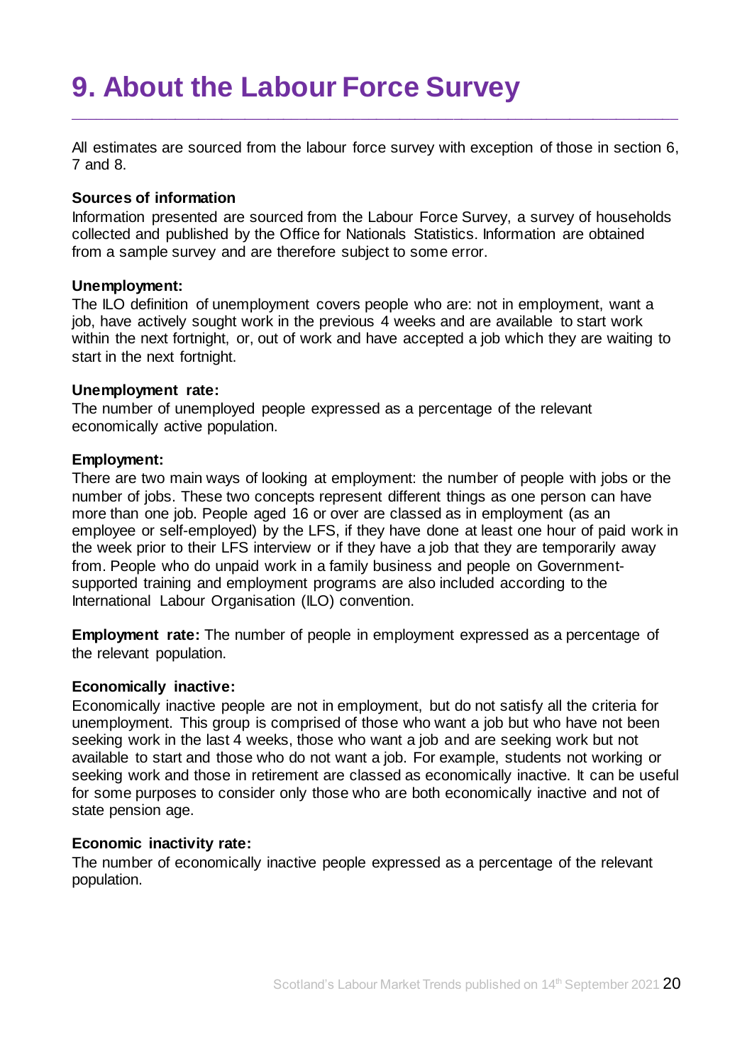# 9. About the Labour Force Survey

All estimates are sourced from the labour force survey with exception of those in section 6, 7 and 8.

**Sources of information**

Information presented are sourced from the Labour Force Survey, a survey of households collected and published by the Office for Nationals Statistics. Information are obtained from a sample survey and are therefore subject to some error.

**Unemployment:**

The ILO definition of unemployment covers people who are: not in employment, want a job, have actively sought work in the previous 4 weeks and are available to start work within the next fortnight, or, out of work and have accepted a job which they are waiting to start in the next fortnight.

**Unemployment rate:**

The number of unemployed people expressed as a percentage of the relevant economically active population.

**Employment:**

There are two main ways of looking at employment: the number of people with jobs or the number of jobs. These two concepts represent different things as one person can have more than one job. People aged 16 or over are classed as in employment (as an employee or self-employed) by the LFS, if they have done at least one hour of paid work in the week prior to their LFS interview or if they have a job that they are temporarily away from. People who do unpaid work in a family business and people on Government-supported training and employment programs are also included according to the International Labour Organisation (ILO) convention.

**Employment rate:** The number of people in employment expressed as a percentage of the relevant population.

**Economically inactive:**

Economically inactive people are not in employment, but do not satisfy all the criteria for unemployment. This group is comprised of those who want a job but who have not been seeking work in the last 4 weeks, those who want a job and are seeking work but not available to start and those who do not want a job. For example, students not working or seeking work and those in retirement are classed as economically inactive. It can be useful for some purposes to consider only those who are both economically inactive and not of state pension age.

**Economic inactivity rate:**

The number of economically inactive people expressed as a percentage of the relevant population.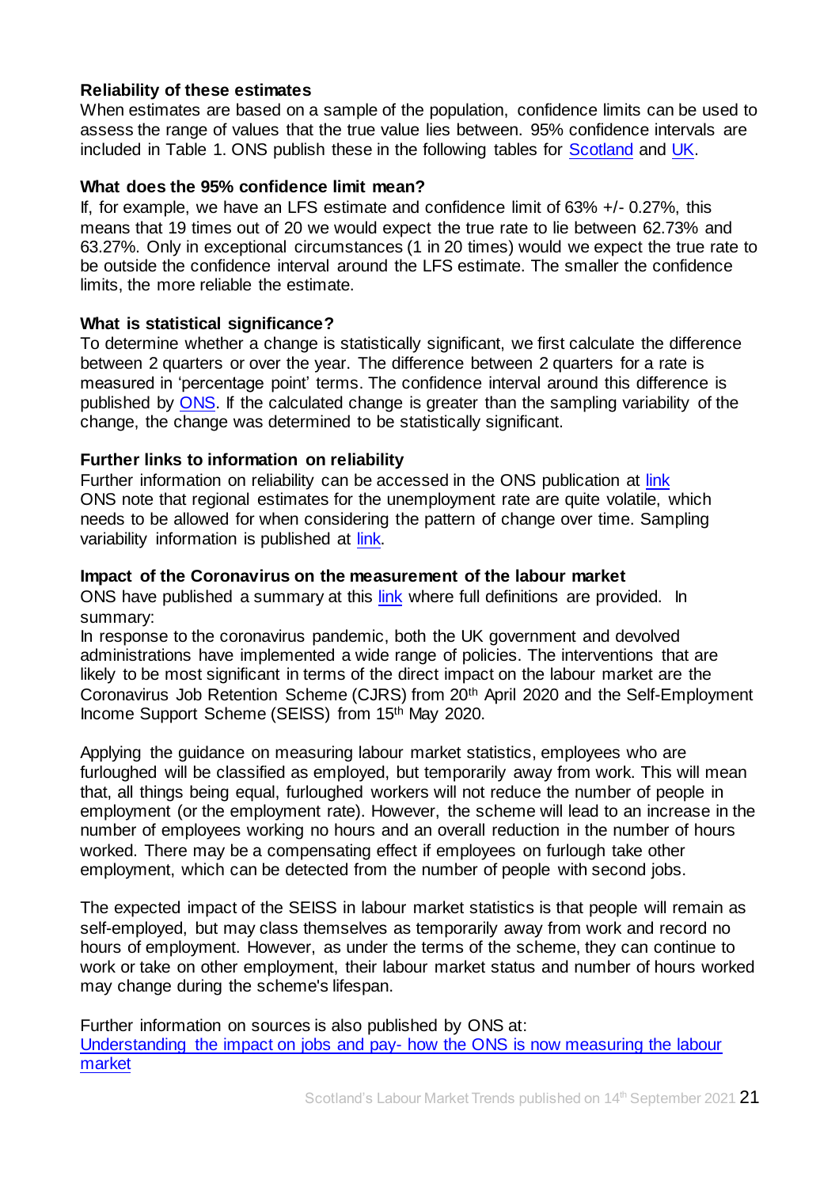### Reliability of these estimates

When estimates are based on a sample of the population, confidence limits can be used to assess the range of values that the true value lies between. 95% confidence intervals are included in Table 1. ONS publish these in the following tables for Scotland and UK.

### What does the 95% confidence limit mean?

If, for example, we have an LFS estimate and confidence limit of 63% +/- 0.27%, this means that 19 times out of 20 we would expect the true rate to lie between 62.73% and 63.27%. Only in exceptional circumstances (1 in 20 times) would we expect the true rate to be outside the confidence interval around the LFS estimate. The smaller the confidence limits, the more reliable the estimate.

### What is statistical significance?

To determine whether a change is statistically significant, we first calculate the difference between 2 quarters or over the year. The difference between 2 quarters for a rate is measured in 'percentage point' terms. The confidence interval around this difference is published by ONS. If the calculated change is greater than the sampling variability of the change, the change was determined to be statistically significant.

### Further links to information on reliability

Further information on reliability can be accessed in the ONS publication at link
ONS note that regional estimates for the unemployment rate are quite volatile, which needs to be allowed for when considering the pattern of change over time. Sampling variability information is published at link.

### Impact of the Coronavirus on the measurement of the labour market

ONS have published a summary at this link where full definitions are provided. In summary:
In response to the coronavirus pandemic, both the UK government and devolved administrations have implemented a wide range of policies. The interventions that are likely to be most significant in terms of the direct impact on the labour market are the Coronavirus Job Retention Scheme (CJRS) from 20th April 2020 and the Self-Employment Income Support Scheme (SEISS) from 15th May 2020.

Applying the guidance on measuring labour market statistics, employees who are furloughed will be classified as employed, but temporarily away from work. This will mean that, all things being equal, furloughed workers will not reduce the number of people in employment (or the employment rate). However, the scheme will lead to an increase in the number of employees working no hours and an overall reduction in the number of hours worked. There may be a compensating effect if employees on furlough take other employment, which can be detected from the number of people with second jobs.

The expected impact of the SEISS in labour market statistics is that people will remain as self-employed, but may class themselves as temporarily away from work and record no hours of employment. However, as under the terms of the scheme, they can continue to work or take on other employment, their labour market status and number of hours worked may change during the scheme's lifespan.

Further information on sources is also published by ONS at:
Understanding the impact on jobs and pay- how the ONS is now measuring the labour market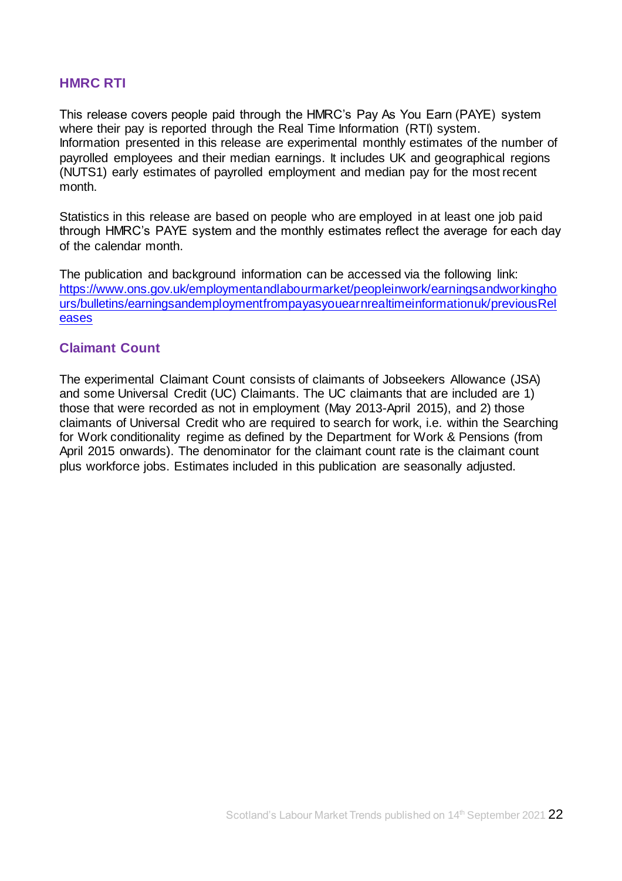## HMRC RTI

This release covers people paid through the HMRC's Pay As You Earn (PAYE) system where their pay is reported through the Real Time Information (RTI) system. Information presented in this release are experimental monthly estimates of the number of payrolled employees and their median earnings. It includes UK and geographical regions (NUTS1) early estimates of payrolled employment and median pay for the most recent month.

Statistics in this release are based on people who are employed in at least one job paid through HMRC's PAYE system and the monthly estimates reflect the average for each day of the calendar month.

The publication and background information can be accessed via the following link: [https://www.ons.gov.uk/employmentandlabourmarket/peopleinwork/earningsandworkinghours/bulletins/earningsandemploymentfrompayasyouearnrealtimeinformationuk/previousReleases](https://www.ons.gov.uk/employmentandlabourmarket/peopleinwork/earningsandworkinghours/bulletins/earningsandemploymentfrompayasyouearnrealtimeinformationuk/previousReleases)

## Claimant Count

The experimental Claimant Count consists of claimants of Jobseekers Allowance (JSA) and some Universal Credit (UC) Claimants. The UC claimants that are included are 1) those that were recorded as not in employment (May 2013-April 2015), and 2) those claimants of Universal Credit who are required to search for work, i.e. within the Searching for Work conditionality regime as defined by the Department for Work & Pensions (from April 2015 onwards). The denominator for the claimant count rate is the claimant count plus workforce jobs. Estimates included in this publication are seasonally adjusted.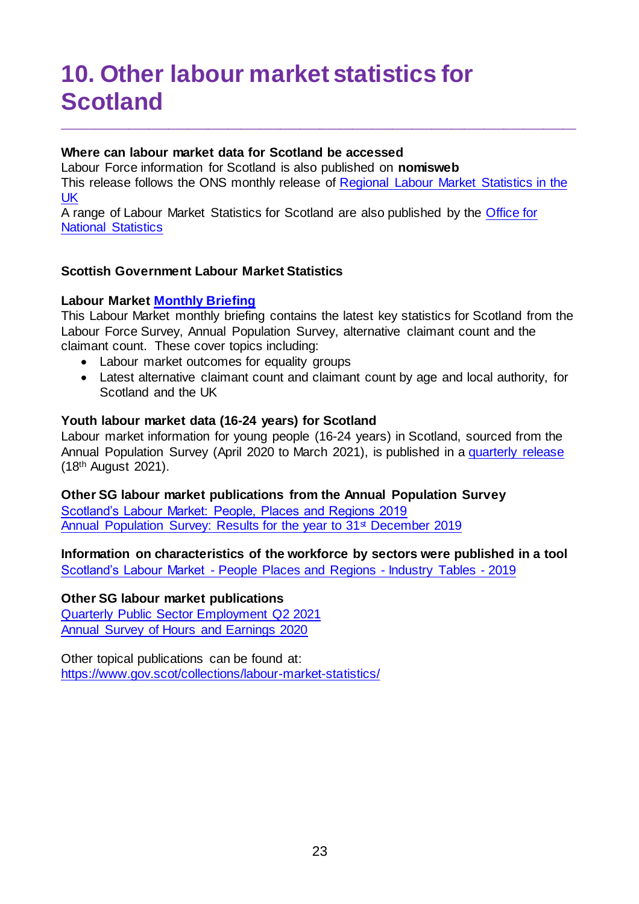# 10. Other labour market statistics for Scotland

**Where can labour market data for Scotland be accessed**

Labour Force information for Scotland is also published on **nomisweb**

This release follows the ONS monthly release of Regional Labour Market Statistics in the UK

A range of Labour Market Statistics for Scotland are also published by the Office for National Statistics

**Scottish Government Labour Market Statistics**

**Labour Market Monthly Briefing**

This Labour Market monthly briefing contains the latest key statistics for Scotland from the Labour Force Survey, Annual Population Survey, alternative claimant count and the claimant count. These cover topics including:

- Labour market outcomes for equality groups
- Latest alternative claimant count and claimant count by age and local authority, for Scotland and the UK

**Youth labour market data (16-24 years) for Scotland**

Labour market information for young people (16-24 years) in Scotland, sourced from the Annual Population Survey (April 2020 to March 2021), is published in a quarterly release (18th August 2021).

**Other SG labour market publications from the Annual Population Survey**

Scotland's Labour Market: People, Places and Regions 2019
Annual Population Survey: Results for the year to 31st December 2019

**Information on characteristics of the workforce by sectors were published in a tool**

Scotland's Labour Market - People Places and Regions - Industry Tables - 2019

**Other SG labour market publications**

Quarterly Public Sector Employment Q2 2021
Annual Survey of Hours and Earnings 2020

Other topical publications can be found at:
https://www.gov.scot/collections/labour-market-statistics/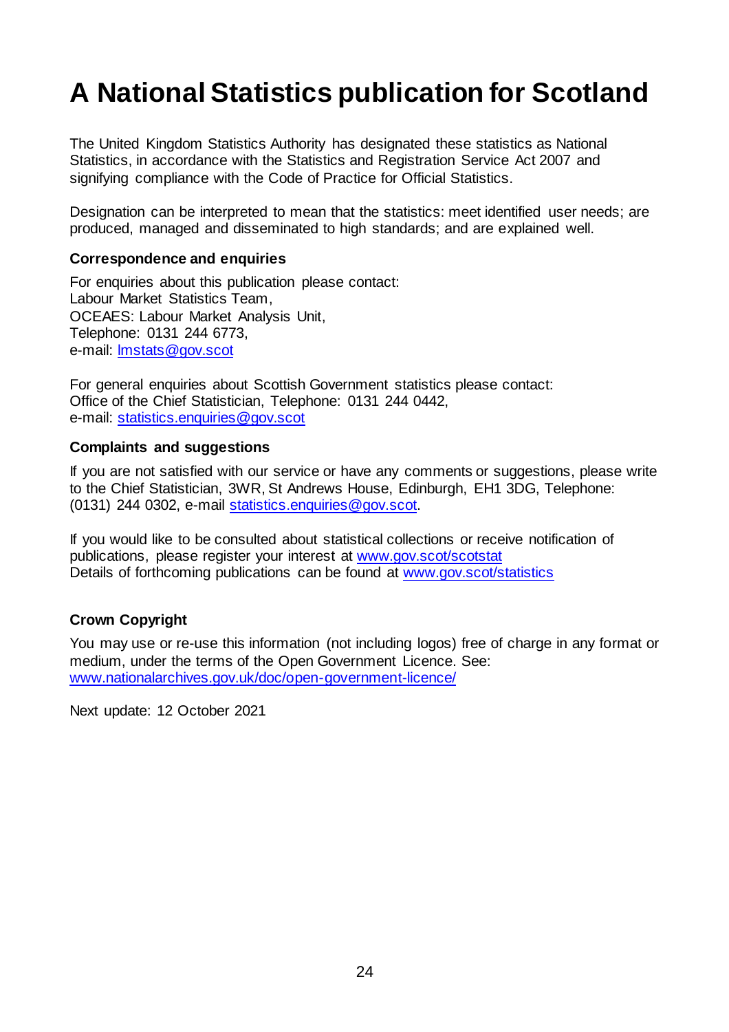# A National Statistics publication for Scotland

The United Kingdom Statistics Authority has designated these statistics as National Statistics, in accordance with the Statistics and Registration Service Act 2007 and signifying compliance with the Code of Practice for Official Statistics.

Designation can be interpreted to mean that the statistics: meet identified user needs; are produced, managed and disseminated to high standards; and are explained well.

**Correspondence and enquiries**

For enquiries about this publication please contact:
Labour Market Statistics Team,
OCEAES: Labour Market Analysis Unit,
Telephone: 0131 244 6773,
e-mail: [lmstats@gov.scot](mailto:lmstats@gov.scot)

For general enquiries about Scottish Government statistics please contact:
Office of the Chief Statistician, Telephone: 0131 244 0442,
e-mail: [statistics.enquiries@gov.scot](mailto:statistics.enquiries@gov.scot)

**Complaints and suggestions**

If you are not satisfied with our service or have any comments or suggestions, please write to the Chief Statistician, 3WR, St Andrews House, Edinburgh, EH1 3DG, Telephone: (0131) 244 0302, e-mail [statistics.enquiries@gov.scot](mailto:statistics.enquiries@gov.scot).

If you would like to be consulted about statistical collections or receive notification of publications, please register your interest at [www.gov.scot/scotstat](http://www.gov.scot/scotstat)
Details of forthcoming publications can be found at [www.gov.scot/statistics](http://www.gov.scot/statistics)

**Crown Copyright**

You may use or re-use this information (not including logos) free of charge in any format or medium, under the terms of the Open Government Licence. See:
[www.nationalarchives.gov.uk/doc/open-government-licence/](http://www.nationalarchives.gov.uk/doc/open-government-licence/)

Next update: 12 October 2021